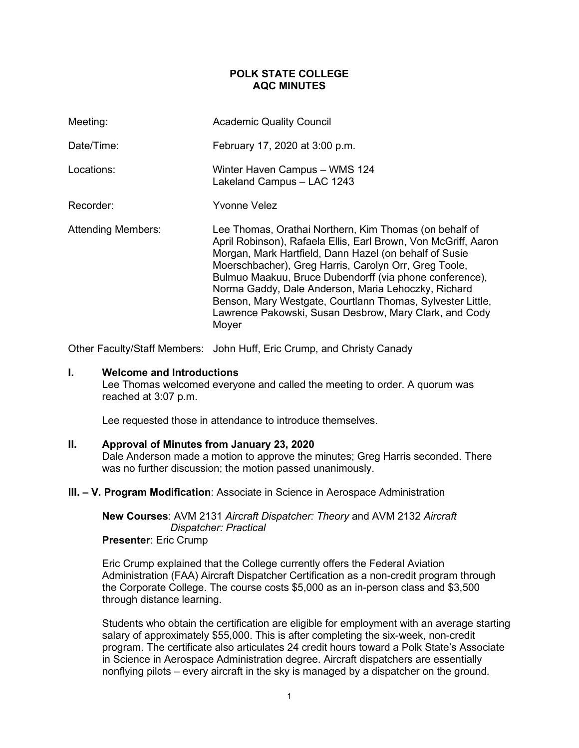# POLK STATE COLLEGE
# AQC MINUTES

| | |
|---|---|
| Meeting: | Academic Quality Council |
| Date/Time: | February 17, 2020 at 3:00 p.m. |
| Locations: | Winter Haven Campus – WMS 124<br>Lakeland Campus – LAC 1243 |
| Recorder: | Yvonne Velez |
| Attending Members: | Lee Thomas, Orathai Northern, Kim Thomas (on behalf of April Robinson), Rafaela Ellis, Earl Brown, Von McGriff, Aaron Morgan, Mark Hartfield, Dann Hazel (on behalf of Susie Moerschbacher), Greg Harris, Carolyn Orr, Greg Toole, Bulmuo Maakuu, Bruce Dubendorff (via phone conference), Norma Gaddy, Dale Anderson, Maria Lehoczky, Richard Benson, Mary Westgate, Courtlann Thomas, Sylvester Little, Lawrence Pakowski, Susan Desbrow, Mary Clark, and Cody Moyer |

Other Faculty/Staff Members: John Huff, Eric Crump, and Christy Canady

## I. Welcome and Introductions

Lee Thomas welcomed everyone and called the meeting to order. A quorum was reached at 3:07 p.m.

Lee requested those in attendance to introduce themselves.

## II. Approval of Minutes from January 23, 2020

Dale Anderson made a motion to approve the minutes; Greg Harris seconded. There was no further discussion; the motion passed unanimously.

## III. – V. Program Modification: Associate in Science in Aerospace Administration

**New Courses**: AVM 2131 *Aircraft Dispatcher: Theory* and AVM 2132 *Aircraft Dispatcher: Practical*

**Presenter**: Eric Crump

Eric Crump explained that the College currently offers the Federal Aviation Administration (FAA) Aircraft Dispatcher Certification as a non-credit program through the Corporate College. The course costs $5,000 as an in-person class and $3,500 through distance learning.

Students who obtain the certification are eligible for employment with an average starting salary of approximately $55,000. This is after completing the six-week, non-credit program. The certificate also articulates 24 credit hours toward a Polk State's Associate in Science in Aerospace Administration degree. Aircraft dispatchers are essentially nonflying pilots – every aircraft in the sky is managed by a dispatcher on the ground.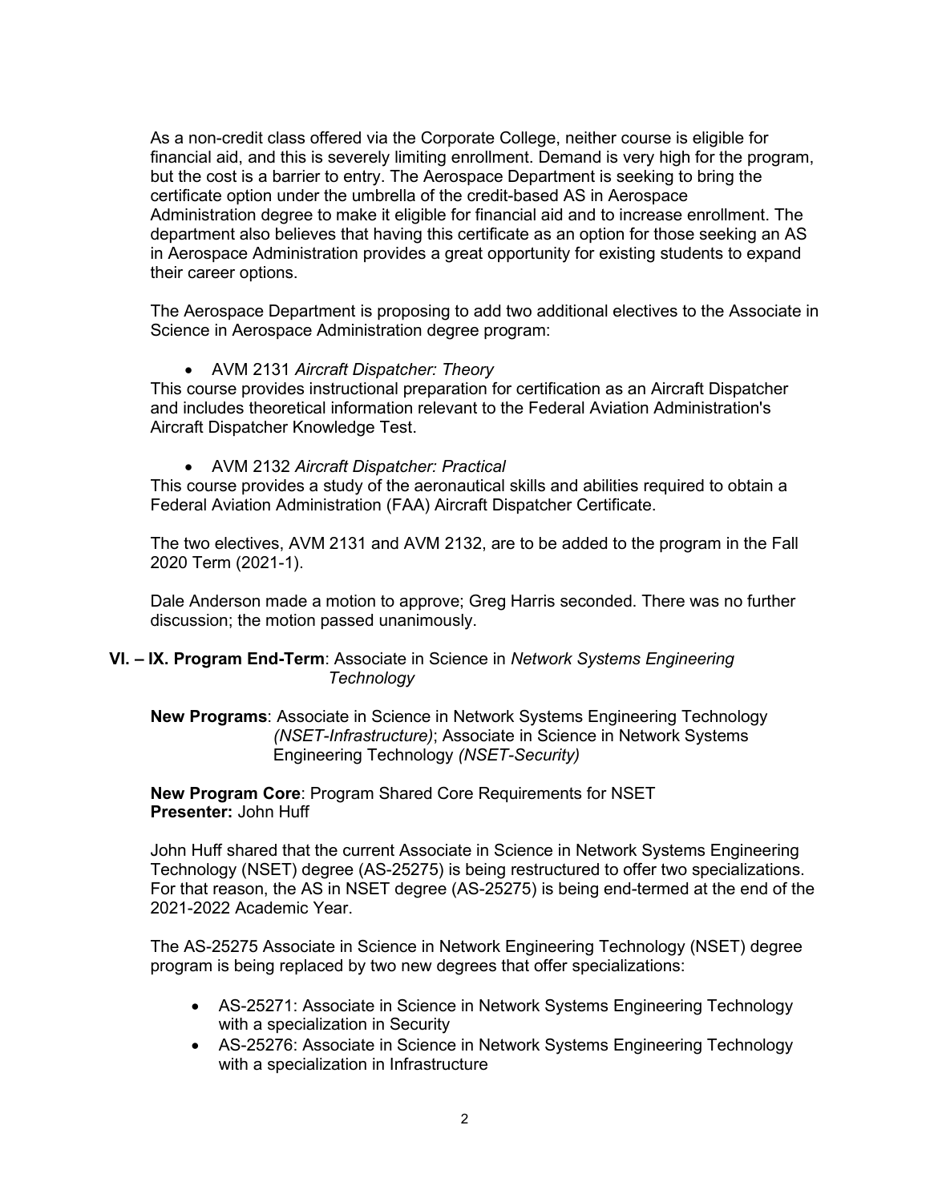As a non-credit class offered via the Corporate College, neither course is eligible for financial aid, and this is severely limiting enrollment. Demand is very high for the program, but the cost is a barrier to entry. The Aerospace Department is seeking to bring the certificate option under the umbrella of the credit-based AS in Aerospace Administration degree to make it eligible for financial aid and to increase enrollment. The department also believes that having this certificate as an option for those seeking an AS in Aerospace Administration provides a great opportunity for existing students to expand their career options.

The Aerospace Department is proposing to add two additional electives to the Associate in Science in Aerospace Administration degree program:

- AVM 2131 *Aircraft Dispatcher: Theory*

This course provides instructional preparation for certification as an Aircraft Dispatcher and includes theoretical information relevant to the Federal Aviation Administration's Aircraft Dispatcher Knowledge Test.

- AVM 2132 *Aircraft Dispatcher: Practical*

This course provides a study of the aeronautical skills and abilities required to obtain a Federal Aviation Administration (FAA) Aircraft Dispatcher Certificate.

The two electives, AVM 2131 and AVM 2132, are to be added to the program in the Fall 2020 Term (2021-1).

Dale Anderson made a motion to approve; Greg Harris seconded. There was no further discussion; the motion passed unanimously.

**VI. – IX. Program End-Term**: Associate in Science in *Network Systems Engineering Technology*

**New Programs**: Associate in Science in Network Systems Engineering Technology *(NSET-Infrastructure)*; Associate in Science in Network Systems Engineering Technology *(NSET-Security)*

**New Program Core**: Program Shared Core Requirements for NSET
**Presenter:** John Huff

John Huff shared that the current Associate in Science in Network Systems Engineering Technology (NSET) degree (AS-25275) is being restructured to offer two specializations. For that reason, the AS in NSET degree (AS-25275) is being end-termed at the end of the 2021-2022 Academic Year.

The AS-25275 Associate in Science in Network Engineering Technology (NSET) degree program is being replaced by two new degrees that offer specializations:

- AS-25271: Associate in Science in Network Systems Engineering Technology with a specialization in Security
- AS-25276: Associate in Science in Network Systems Engineering Technology with a specialization in Infrastructure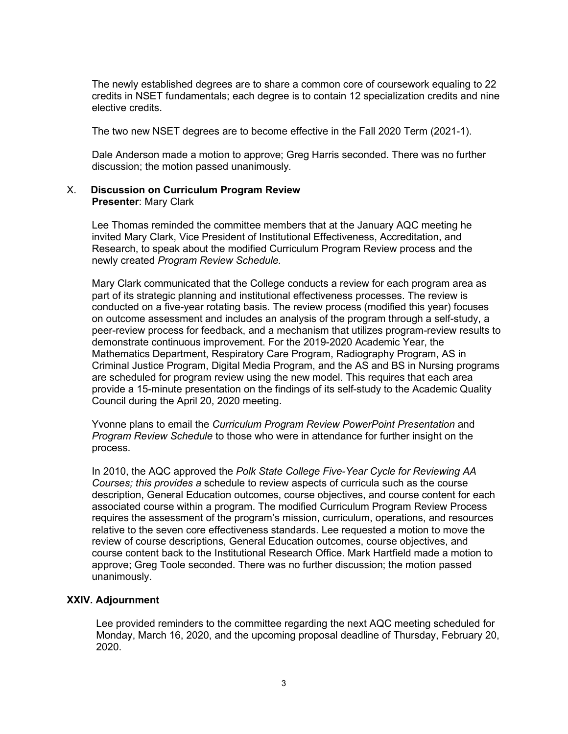The newly established degrees are to share a common core of coursework equaling to 22 credits in NSET fundamentals; each degree is to contain 12 specialization credits and nine elective credits.

The two new NSET degrees are to become effective in the Fall 2020 Term (2021-1).

Dale Anderson made a motion to approve; Greg Harris seconded. There was no further discussion; the motion passed unanimously.

## X. Discussion on Curriculum Program Review

**Presenter**: Mary Clark

Lee Thomas reminded the committee members that at the January AQC meeting he invited Mary Clark, Vice President of Institutional Effectiveness, Accreditation, and Research, to speak about the modified Curriculum Program Review process and the newly created *Program Review Schedule.*

Mary Clark communicated that the College conducts a review for each program area as part of its strategic planning and institutional effectiveness processes. The review is conducted on a five-year rotating basis. The review process (modified this year) focuses on outcome assessment and includes an analysis of the program through a self-study, a peer-review process for feedback, and a mechanism that utilizes program-review results to demonstrate continuous improvement. For the 2019-2020 Academic Year, the Mathematics Department, Respiratory Care Program, Radiography Program, AS in Criminal Justice Program, Digital Media Program, and the AS and BS in Nursing programs are scheduled for program review using the new model. This requires that each area provide a 15-minute presentation on the findings of its self-study to the Academic Quality Council during the April 20, 2020 meeting.

Yvonne plans to email the *Curriculum Program Review PowerPoint Presentation* and *Program Review Schedule* to those who were in attendance for further insight on the process.

In 2010, the AQC approved the *Polk State College Five-Year Cycle for Reviewing AA Courses; this provides a* schedule to review aspects of curricula such as the course description, General Education outcomes, course objectives, and course content for each associated course within a program. The modified Curriculum Program Review Process requires the assessment of the program's mission, curriculum, operations, and resources relative to the seven core effectiveness standards. Lee requested a motion to move the review of course descriptions, General Education outcomes, course objectives, and course content back to the Institutional Research Office. Mark Hartfield made a motion to approve; Greg Toole seconded. There was no further discussion; the motion passed unanimously.

## XXIV. Adjournment

Lee provided reminders to the committee regarding the next AQC meeting scheduled for Monday, March 16, 2020, and the upcoming proposal deadline of Thursday, February 20, 2020.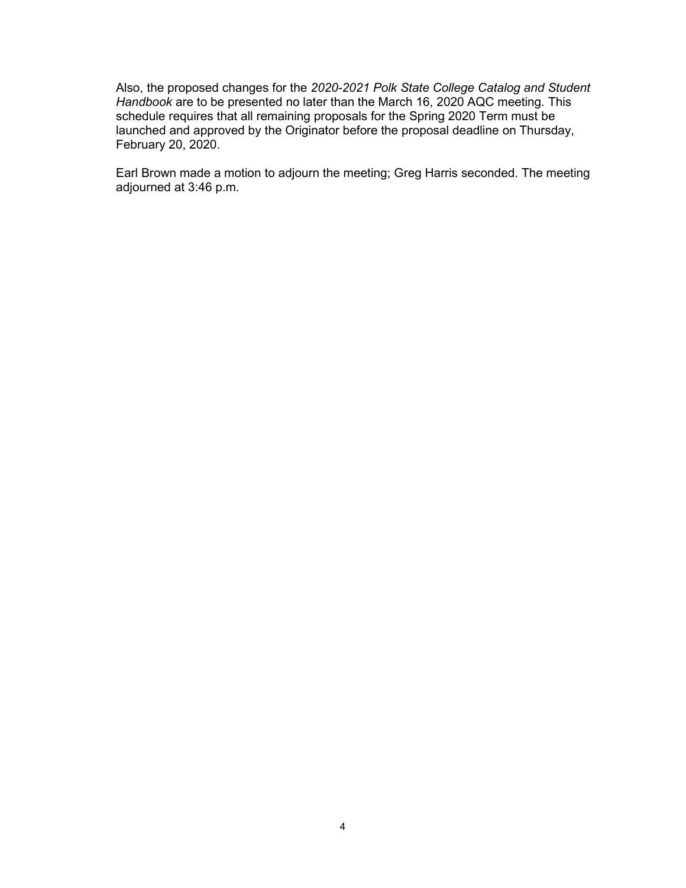Also, the proposed changes for the *2020-2021 Polk State College Catalog and Student Handbook* are to be presented no later than the March 16, 2020 AQC meeting. This schedule requires that all remaining proposals for the Spring 2020 Term must be launched and approved by the Originator before the proposal deadline on Thursday, February 20, 2020.

Earl Brown made a motion to adjourn the meeting; Greg Harris seconded. The meeting adjourned at 3:46 p.m.